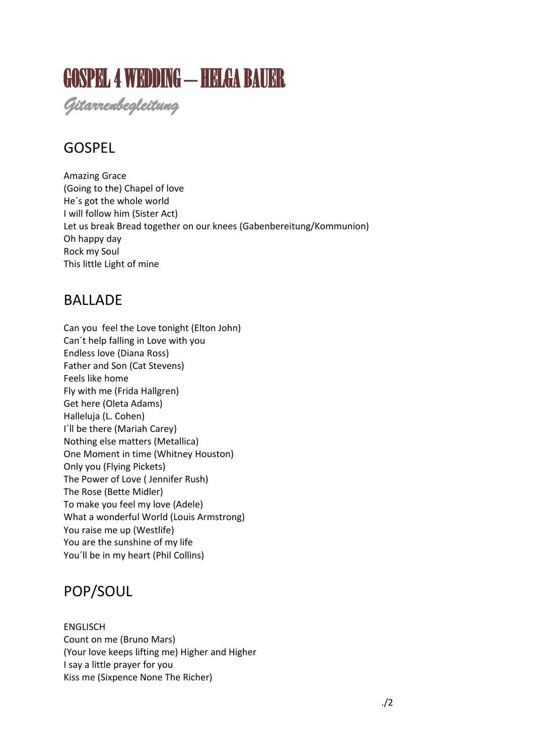# GOSPEL 4 WEDDING – HELGA BAUER

*Gitarrenbegleitung*

## GOSPEL

Amazing Grace
(Going to the) Chapel of love
He´s got the whole world
I will follow him (Sister Act)
Let us break Bread together on our knees (Gabenbereitung/Kommunion)
Oh happy day
Rock my Soul
This little Light of mine

## BALLADE

Can you feel the Love tonight (Elton John)
Can´t help falling in Love with you
Endless love (Diana Ross)
Father and Son (Cat Stevens)
Feels like home
Fly with me (Frida Hallgren)
Get here (Oleta Adams)
Halleluja (L. Cohen)
I´ll be there (Mariah Carey)
Nothing else matters (Metallica)
One Moment in time (Whitney Houston)
Only you (Flying Pickets)
The Power of Love ( Jennifer Rush)
The Rose (Bette Midler)
To make you feel my love (Adele)
What a wonderful World (Louis Armstrong)
You raise me up (Westlife)
You are the sunshine of my life
You´ll be in my heart (Phil Collins)

## POP/SOUL

ENGLISCH
Count on me (Bruno Mars)
(Your love keeps lifting me) Higher and Higher
I say a little prayer for you
Kiss me (Sixpence None The Richer)

./2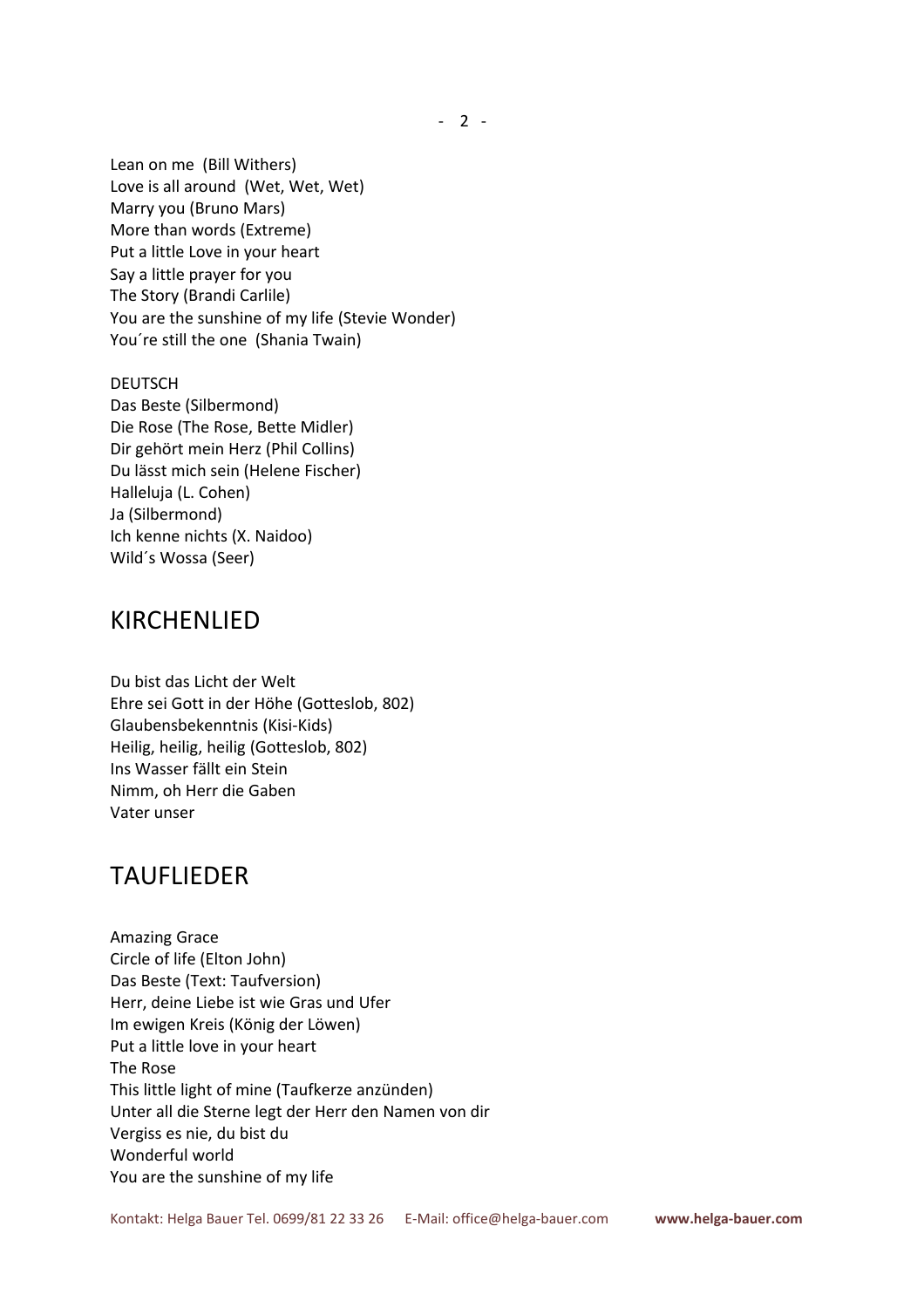Lean on me (Bill Withers)
Love is all around (Wet, Wet, Wet)
Marry you (Bruno Mars)
More than words (Extreme)
Put a little Love in your heart
Say a little prayer for you
The Story (Brandi Carlile)
You are the sunshine of my life (Stevie Wonder)
You´re still the one (Shania Twain)

DEUTSCH
Das Beste (Silbermond)
Die Rose (The Rose, Bette Midler)
Dir gehört mein Herz (Phil Collins)
Du lässt mich sein (Helene Fischer)
Halleluja (L. Cohen)
Ja (Silbermond)
Ich kenne nichts (X. Naidoo)
Wild´s Wossa (Seer)

## KIRCHENLIED

Du bist das Licht der Welt
Ehre sei Gott in der Höhe (Gotteslob, 802)
Glaubensbekenntnis (Kisi-Kids)
Heilig, heilig, heilig (Gotteslob, 802)
Ins Wasser fällt ein Stein
Nimm, oh Herr die Gaben
Vater unser

## TAUFLIEDER

Amazing Grace
Circle of life (Elton John)
Das Beste (Text: Taufversion)
Herr, deine Liebe ist wie Gras und Ufer
Im ewigen Kreis (König der Löwen)
Put a little love in your heart
The Rose
This little light of mine (Taufkerze anzünden)
Unter all die Sterne legt der Herr den Namen von dir
Vergiss es nie, du bist du
Wonderful world
You are the sunshine of my life

Kontakt: Helga Bauer Tel. 0699/81 22 33 26 E-Mail: office@helga-bauer.com **www.helga-bauer.com**